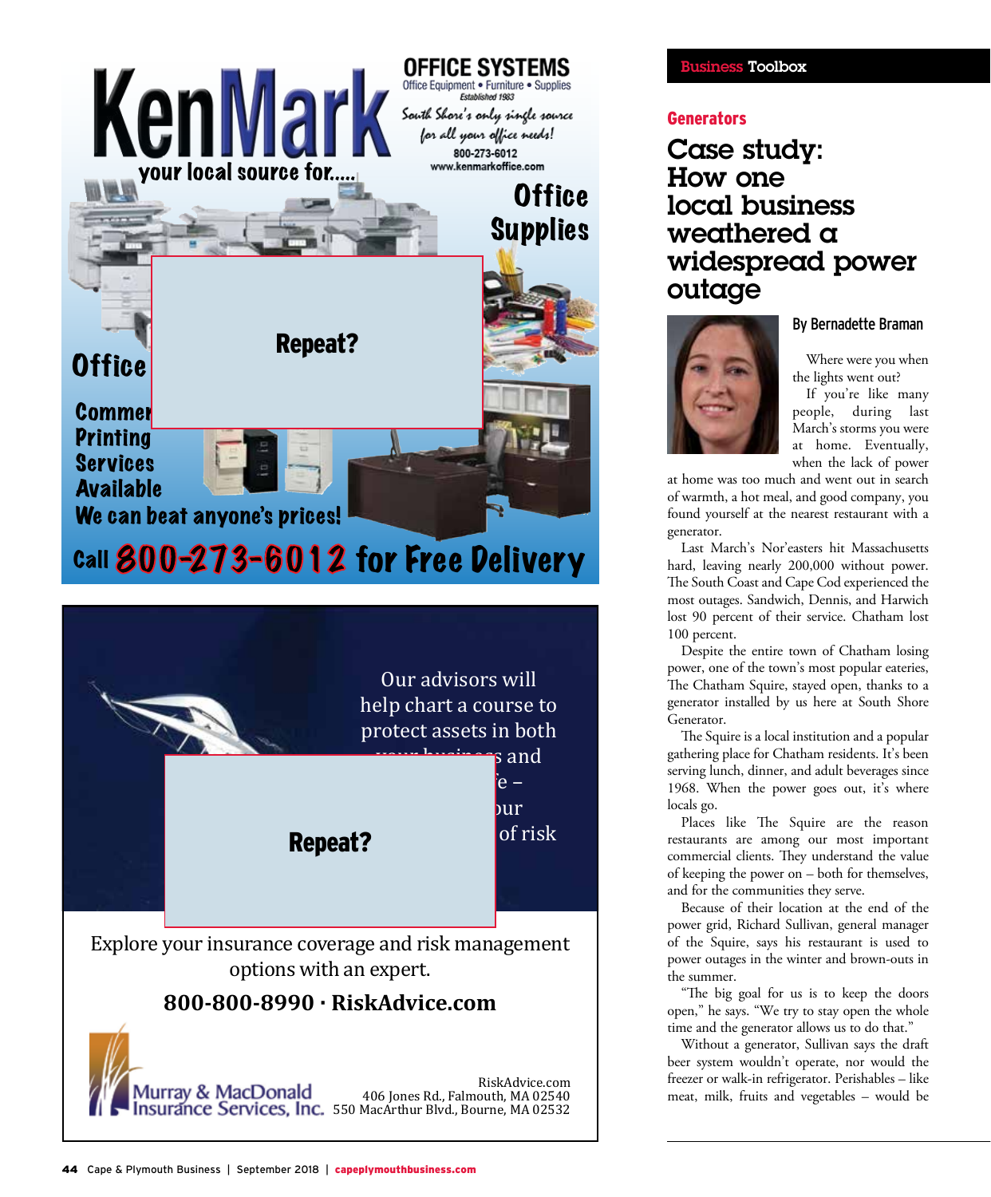# KenMark

**OFFICE SYSTEMS**

Office Equipment • Furniture • Supplies

*Established 1983*

*South Shore's only single source for all your office needs!*

800-273-6012

www.kenmarkoffice.com

your local source for.....

**Office Supplies**

**Office**

Repeat?

**Commer**

**Printing Services Available**

**We can beat anyone's prices!**

**Call 800-273-6012 for Free Delivery**

---

Our advisors will help chart a course to protect assets in both your business and ...e – ...our ...of risk

Repeat?

Explore your insurance coverage and risk management options with an expert.

**800-800-8990 · RiskAdvice.com**

Murray & MacDonald Insurance Services, Inc.

RiskAdvice.com
406 Jones Rd., Falmouth, MA 02540
550 MacArthur Blvd., Bourne, MA 02532

---

Business Toolbox

## Generators

# Case study: How one local business weathered a widespread power outage

By Bernadette Braman

Where were you when the lights went out?

If you're like many people, during last March's storms you were at home. Eventually, when the lack of power at home was too much and went out in search of warmth, a hot meal, and good company, you found yourself at the nearest restaurant with a generator.

Last March's Nor'easters hit Massachusetts hard, leaving nearly 200,000 without power. The South Coast and Cape Cod experienced the most outages. Sandwich, Dennis, and Harwich lost 90 percent of their service. Chatham lost 100 percent.

Despite the entire town of Chatham losing power, one of the town's most popular eateries, The Chatham Squire, stayed open, thanks to a generator installed by us here at South Shore Generator.

The Squire is a local institution and a popular gathering place for Chatham residents. It's been serving lunch, dinner, and adult beverages since 1968. When the power goes out, it's where locals go.

Places like The Squire are the reason restaurants are among our most important commercial clients. They understand the value of keeping the power on – both for themselves, and for the communities they serve.

Because of their location at the end of the power grid, Richard Sullivan, general manager of the Squire, says his restaurant is used to power outages in the winter and brown-outs in the summer.

"The big goal for us is to keep the doors open," he says. "We try to stay open the whole time and the generator allows us to do that."

Without a generator, Sullivan says the draft beer system wouldn't operate, nor would the freezer or walk-in refrigerator. Perishables – like meat, milk, fruits and vegetables – would be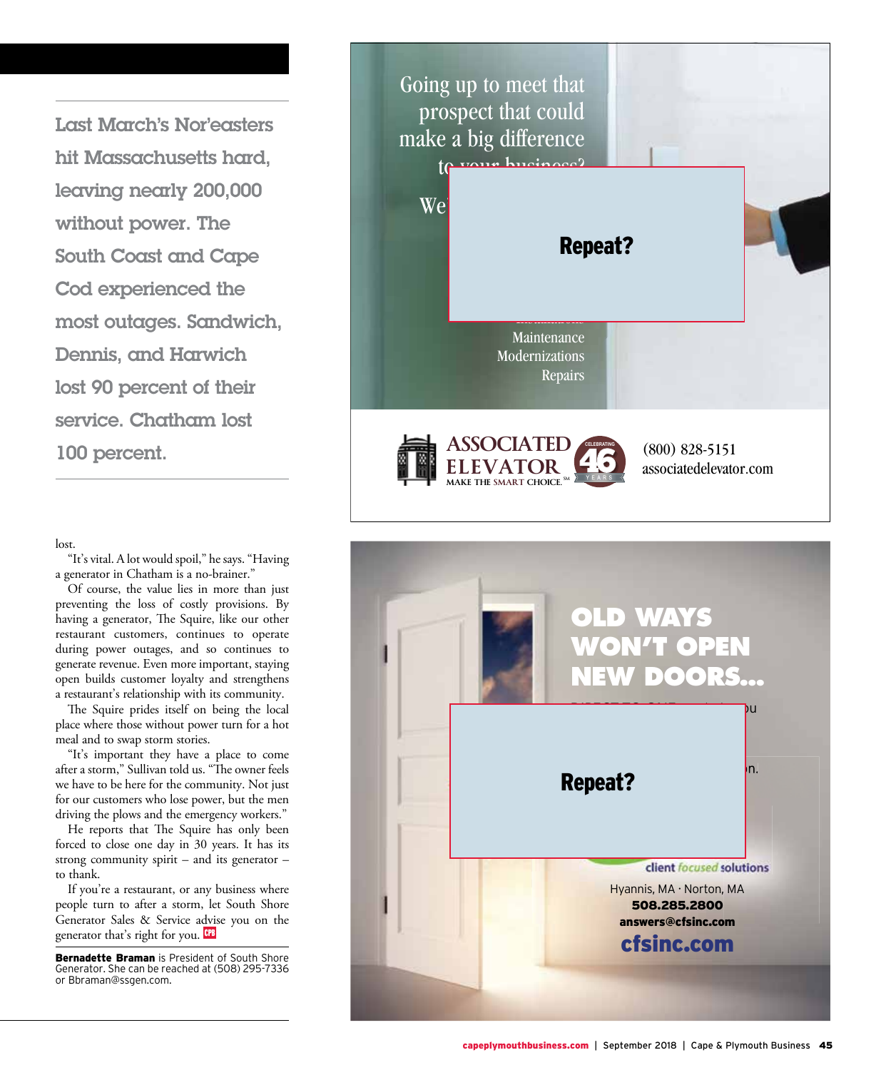> Last March's Nor'easters hit Massachusetts hard, leaving nearly 200,000 without power. The South Coast and Cape Cod experienced the most outages. Sandwich, Dennis, and Harwich lost 90 percent of their service. Chatham lost 100 percent.

lost.

"It's vital. A lot would spoil," he says. "Having a generator in Chatham is a no-brainer."

Of course, the value lies in more than just preventing the loss of costly provisions. By having a generator, The Squire, like our other restaurant customers, continues to operate during power outages, and so continues to generate revenue. Even more important, staying open builds customer loyalty and strengthens a restaurant's relationship with its community.

The Squire prides itself on being the local place where those without power turn for a hot meal and to swap storm stories.

"It's important they have a place to come after a storm," Sullivan told us. "The owner feels we have to be here for the community. Not just for our customers who lose power, but the men driving the plows and the emergency workers."

He reports that The Squire has only been forced to close one day in 30 years. It has its strong community spirit – and its generator – to thank.

If you're a restaurant, or any business where people turn to after a storm, let South Shore Generator Sales & Service advise you on the generator that's right for you.

**Bernadette Braman** is President of South Shore Generator. She can be reached at (508) 295-7336 or Bbraman@ssgen.com.

Going up to meet that prospect that could make a big difference to your business?

We

Repeat?

Maintenance
Modernizations
Repairs

ASSOCIATED ELEVATOR
MAKE THE SMART CHOICE.
CELEBRATING 46 YEARS

(800) 828-5151
associatedelevator.com

OLD WAYS WON'T OPEN NEW DOORS...

Repeat?

client focused solutions

Hyannis, MA · Norton, MA
**508.285.2800**
**answers@cfsinc.com**
**cfsinc.com**